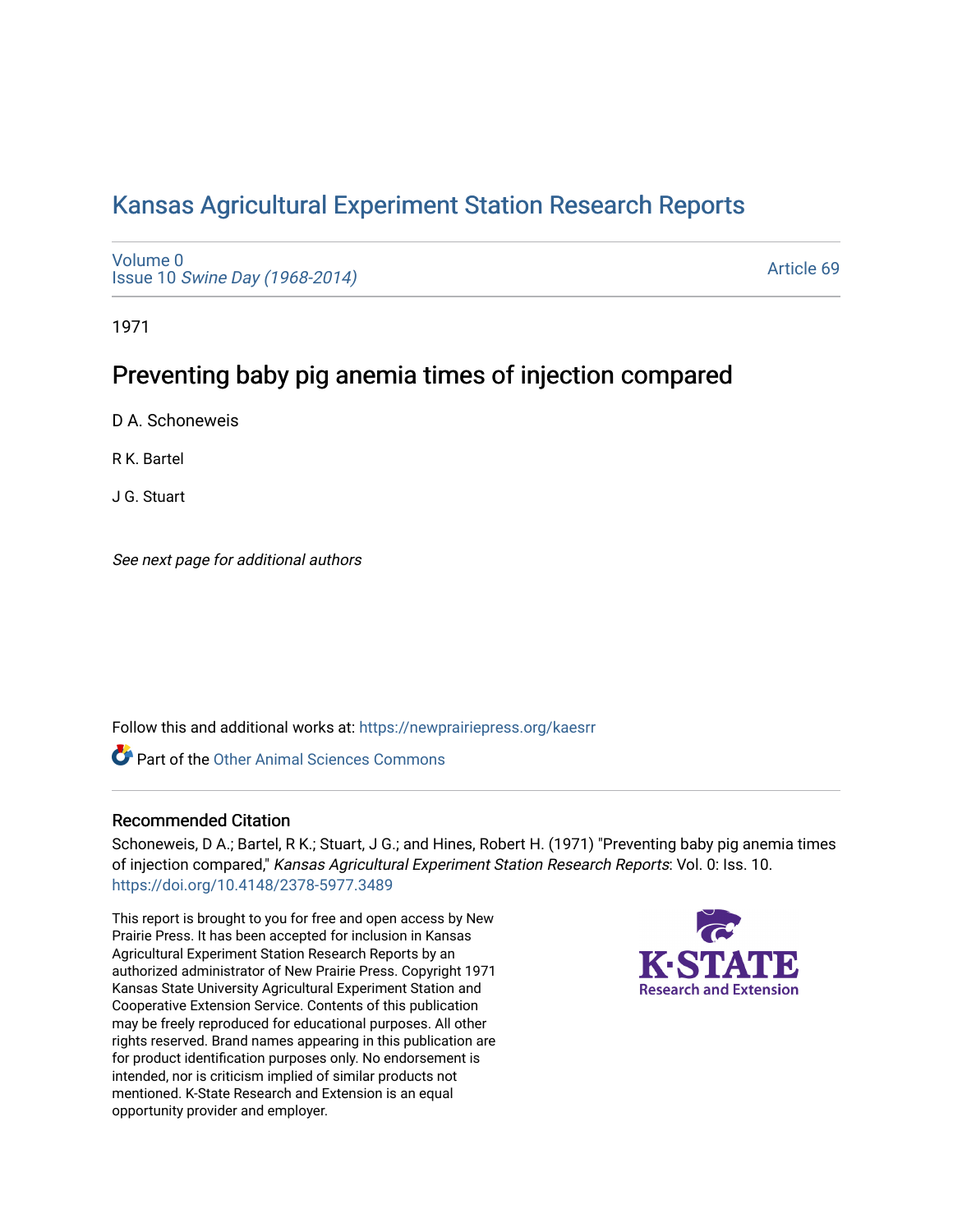# Kansas Agricultural Experiment Station Research Reports

Volume 0
Issue 10 *Swine Day (1968-2014)*

Article 69

1971

## Preventing baby pig anemia times of injection compared

D A. Schoneweis

R K. Bartel

J G. Stuart

*See next page for additional authors*

Follow this and additional works at: https://newprairiepress.org/kaesrr

Part of the Other Animal Sciences Commons

### Recommended Citation

Schoneweis, D A.; Bartel, R K.; Stuart, J G.; and Hines, Robert H. (1971) "Preventing baby pig anemia times of injection compared," *Kansas Agricultural Experiment Station Research Reports*: Vol. 0: Iss. 10. https://doi.org/10.4148/2378-5977.3489

This report is brought to you for free and open access by New Prairie Press. It has been accepted for inclusion in Kansas Agricultural Experiment Station Research Reports by an authorized administrator of New Prairie Press. Copyright 1971 Kansas State University Agricultural Experiment Station and Cooperative Extension Service. Contents of this publication may be freely reproduced for educational purposes. All other rights reserved. Brand names appearing in this publication are for product identification purposes only. No endorsement is intended, nor is criticism implied of similar products not mentioned. K-State Research and Extension is an equal opportunity provider and employer.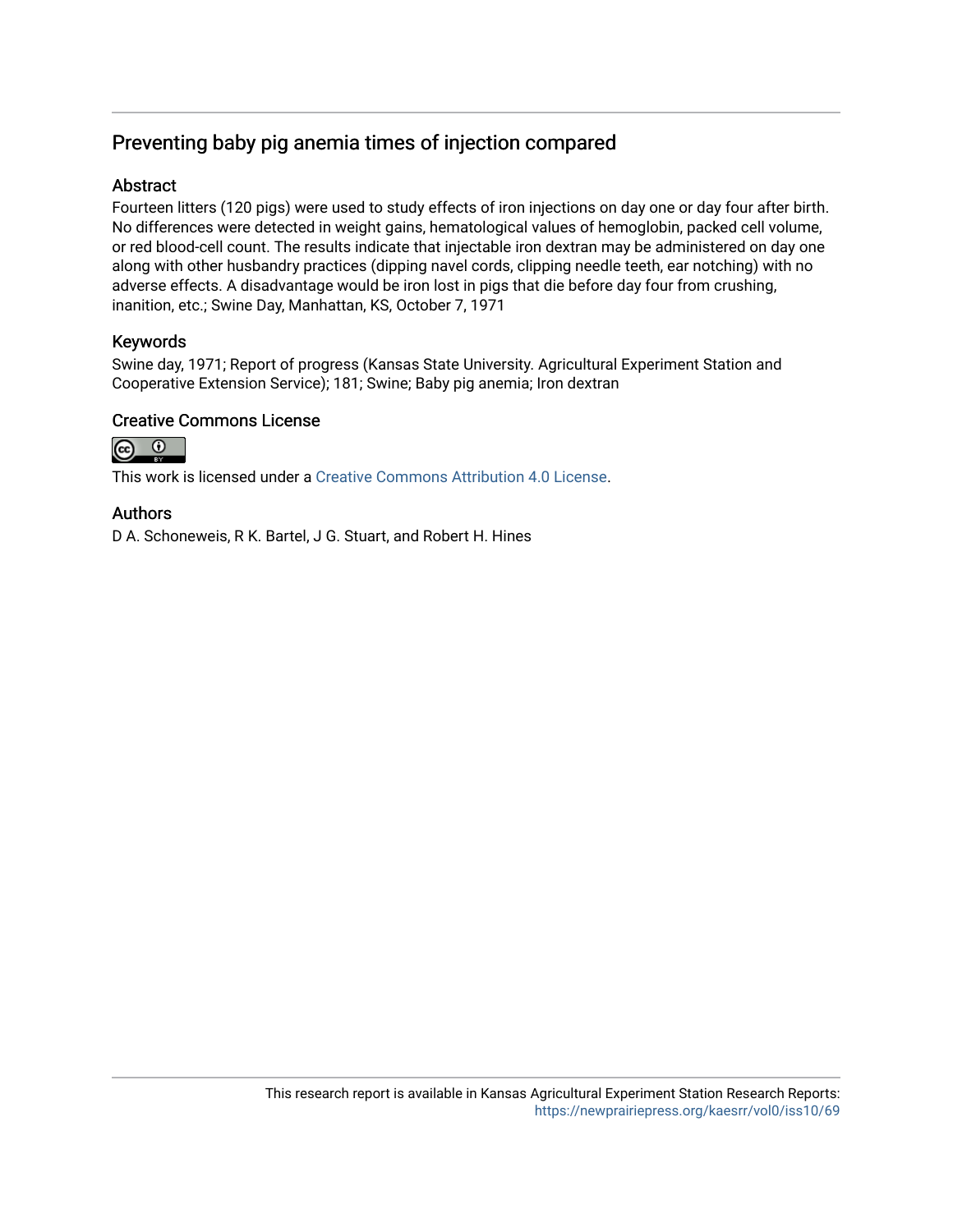# Preventing baby pig anemia times of injection compared

## Abstract

Fourteen litters (120 pigs) were used to study effects of iron injections on day one or day four after birth. No differences were detected in weight gains, hematological values of hemoglobin, packed cell volume, or red blood-cell count. The results indicate that injectable iron dextran may be administered on day one along with other husbandry practices (dipping navel cords, clipping needle teeth, ear notching) with no adverse effects. A disadvantage would be iron lost in pigs that die before day four from crushing, inanition, etc.; Swine Day, Manhattan, KS, October 7, 1971

## Keywords

Swine day, 1971; Report of progress (Kansas State University. Agricultural Experiment Station and Cooperative Extension Service); 181; Swine; Baby pig anemia; Iron dextran

## Creative Commons License

This work is licensed under a Creative Commons Attribution 4.0 License.

## Authors

D A. Schoneweis, R K. Bartel, J G. Stuart, and Robert H. Hines

This research report is available in Kansas Agricultural Experiment Station Research Reports: https://newprairiepress.org/kaesrr/vol0/iss10/69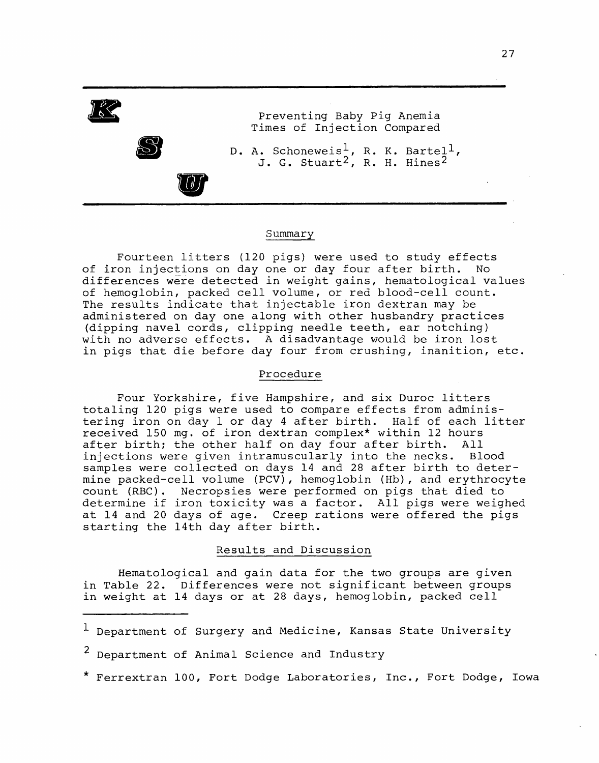## Preventing Baby Pig Anemia Times of Injection Compared

D. A. Schoneweis[1], R. K. Bartel[1], J. G. Stuart[2], R. H. Hines[2]

### Summary

Fourteen litters (120 pigs) were used to study effects of iron injections on day one or day four after birth. No differences were detected in weight gains, hematological values of hemoglobin, packed cell volume, or red blood-cell count. The results indicate that injectable iron dextran may be administered on day one along with other husbandry practices (dipping navel cords, clipping needle teeth, ear notching) with no adverse effects. A disadvantage would be iron lost in pigs that die before day four from crushing, inanition, etc.

### Procedure

Four Yorkshire, five Hampshire, and six Duroc litters totaling 120 pigs were used to compare effects from administering iron on day 1 or day 4 after birth. Half of each litter received 150 mg. of iron dextran complex* within 12 hours after birth; the other half on day four after birth. All injections were given intramuscularly into the necks. Blood samples were collected on days 14 and 28 after birth to determine packed-cell volume (PCV), hemoglobin (Hb), and erythrocyte count (RBC). Necropsies were performed on pigs that died to determine if iron toxicity was a factor. All pigs were weighed at 14 and 20 days of age. Creep rations were offered the pigs starting the 14th day after birth.

### Results and Discussion

Hematological and gain data for the two groups are given in Table 22. Differences were not significant between groups in weight at 14 days or at 28 days, hemoglobin, packed cell

---

[1] Department of Surgery and Medicine, Kansas State University

[2] Department of Animal Science and Industry

* Ferrextran 100, Fort Dodge Laboratories, Inc., Fort Dodge, Iowa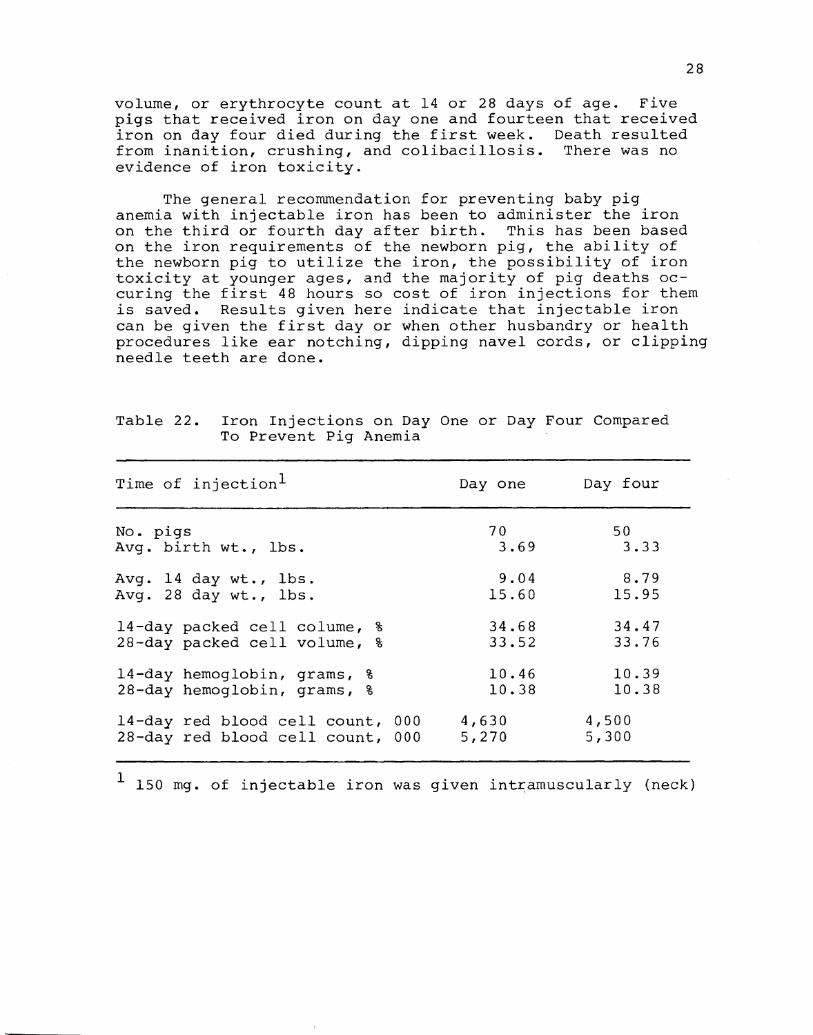volume, or erythrocyte count at 14 or 28 days of age. Five pigs that received iron on day one and fourteen that received iron on day four died during the first week. Death resulted from inanition, crushing, and colibacillosis. There was no evidence of iron toxicity.

The general recommendation for preventing baby pig anemia with injectable iron has been to administer the iron on the third or fourth day after birth. This has been based on the iron requirements of the newborn pig, the ability of the newborn pig to utilize the iron, the possibility of iron toxicity at younger ages, and the majority of pig deaths occuring the first 48 hours so cost of iron injections for them is saved. Results given here indicate that injectable iron can be given the first day or when other husbandry or health procedures like ear notching, dipping navel cords, or clipping needle teeth are done.

Table 22. Iron Injections on Day One or Day Four Compared To Prevent Pig Anemia

| Time of injection[1] | Day one | Day four |
|---|---|---|
| No. pigs | 70 | 50 |
| Avg. birth wt., lbs. | 3.69 | 3.33 |
| Avg. 14 day wt., lbs. | 9.04 | 8.79 |
| Avg. 28 day wt., lbs. | 15.60 | 15.95 |
| 14-day packed cell colume, % | 34.68 | 34.47 |
| 28-day packed cell volume, % | 33.52 | 33.76 |
| 14-day hemoglobin, grams, % | 10.46 | 10.39 |
| 28-day hemoglobin, grams, % | 10.38 | 10.38 |
| 14-day red blood cell count, 000 | 4,630 | 4,500 |
| 28-day red blood cell count, 000 | 5,270 | 5,300 |

[1] 150 mg. of injectable iron was given intramuscularly (neck)